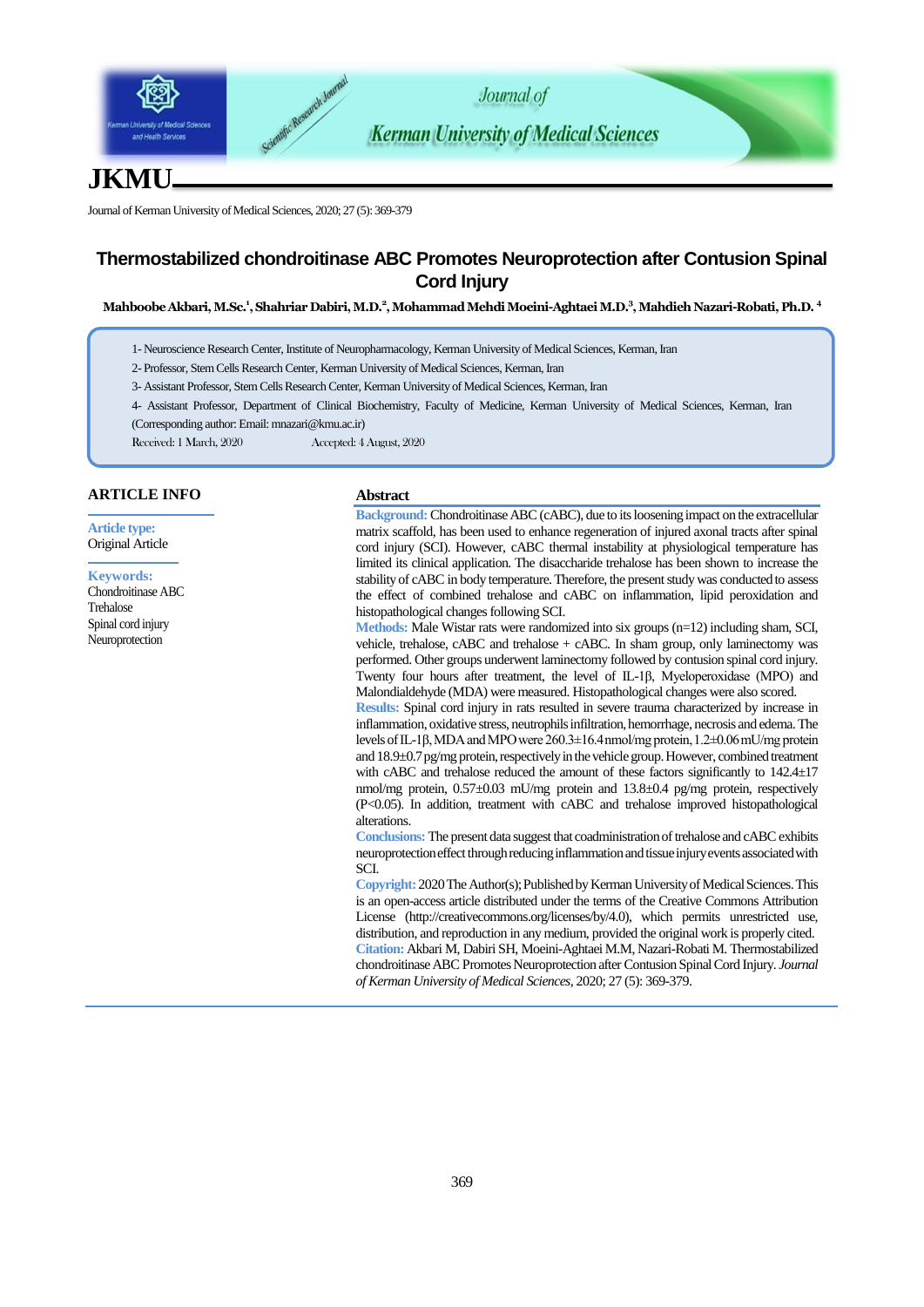# Thermostabilized chondroitinase ABC Promotes Neuroprotection after Contusion Spinal Cord Injury

**Mahboobe Akbari, M.Sc.[1], Shahriar Dabiri, M.D.[2], Mohammad Mehdi Moeini-Aghtaei M.D.[3], Mahdieh Nazari-Robati, Ph.D. [4]**

1- Neuroscience Research Center, Institute of Neuropharmacology, Kerman University of Medical Sciences, Kerman, Iran

2- Professor, Stem Cells Research Center, Kerman University of Medical Sciences, Kerman, Iran

3- Assistant Professor, Stem Cells Research Center, Kerman University of Medical Sciences, Kerman, Iran

4- Assistant Professor, Department of Clinical Biochemistry, Faculty of Medicine, Kerman University of Medical Sciences, Kerman, Iran

(Corresponding author: Email: mnazari@kmu.ac.ir)

Received: 1 March, 2020 Accepted: 4 August, 2020

## ARTICLE INFO

**Article type:**
Original Article

**Keywords:**
Chondroitinase ABC
Trehalose
Spinal cord injury
Neuroprotection

## Abstract

**Background:** Chondroitinase ABC (cABC), due to its loosening impact on the extracellular matrix scaffold, has been used to enhance regeneration of injured axonal tracts after spinal cord injury (SCI). However, cABC thermal instability at physiological temperature has limited its clinical application. The disaccharide trehalose has been shown to increase the stability of cABC in body temperature. Therefore, the present study was conducted to assess the effect of combined trehalose and cABC on inflammation, lipid peroxidation and histopathological changes following SCI.

**Methods:** Male Wistar rats were randomized into six groups (n=12) including sham, SCI, vehicle, trehalose, cABC and trehalose + cABC. In sham group, only laminectomy was performed. Other groups underwent laminectomy followed by contusion spinal cord injury. Twenty four hours after treatment, the level of IL-1β, Myeloperoxidase (MPO) and Malondialdehyde (MDA) were measured. Histopathological changes were also scored.

**Results:** Spinal cord injury in rats resulted in severe trauma characterized by increase in inflammation, oxidative stress, neutrophils infiltration, hemorrhage, necrosis and edema. The levels of IL-1β, MDA and MPO were 260.3±16.4 nmol/mg protein, 1.2±0.06 mU/mg protein and 18.9±0.7 pg/mg protein, respectively in the vehicle group. However, combined treatment with cABC and trehalose reduced the amount of these factors significantly to 142.4±17 nmol/mg protein, 0.57±0.03 mU/mg protein and 13.8±0.4 pg/mg protein, respectively ($P<0.05$). In addition, treatment with cABC and trehalose improved histopathological alterations.

**Conclusions:** The present data suggest that coadministration of trehalose and cABC exhibits neuroprotection effect through reducing inflammation and tissue injury events associated with SCI.

**Copyright:** 2020 The Author(s); Published by Kerman University of Medical Sciences. This is an open-access article distributed under the terms of the Creative Commons Attribution License (http://creativecommons.org/licenses/by/4.0), which permits unrestricted use, distribution, and reproduction in any medium, provided the original work is properly cited.

**Citation:** Akbari M, Dabiri SH, Moeini-Aghtaei M.M, Nazari-Robati M. Thermostabilized chondroitinase ABC Promotes Neuroprotection after Contusion Spinal Cord Injury. *Journal of Kerman University of Medical Sciences*, 2020; 27 (5): 369-379.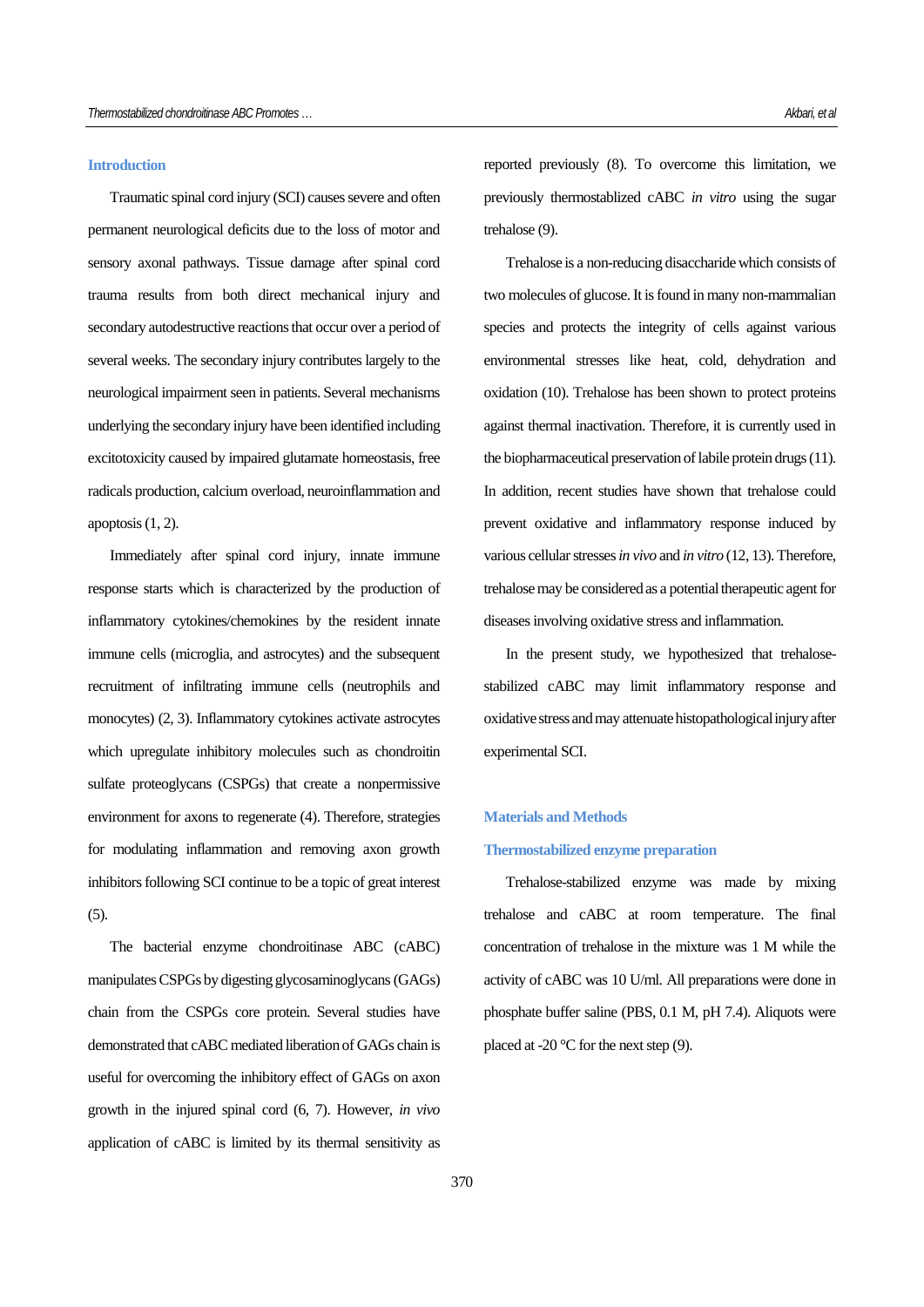## Introduction

Traumatic spinal cord injury (SCI) causes severe and often permanent neurological deficits due to the loss of motor and sensory axonal pathways. Tissue damage after spinal cord trauma results from both direct mechanical injury and secondary autodestructive reactions that occur over a period of several weeks. The secondary injury contributes largely to the neurological impairment seen in patients. Several mechanisms underlying the secondary injury have been identified including excitotoxicity caused by impaired glutamate homeostasis, free radicals production, calcium overload, neuroinflammation and apoptosis (1, 2).

Immediately after spinal cord injury, innate immune response starts which is characterized by the production of inflammatory cytokines/chemokines by the resident innate immune cells (microglia, and astrocytes) and the subsequent recruitment of infiltrating immune cells (neutrophils and monocytes) (2, 3). Inflammatory cytokines activate astrocytes which upregulate inhibitory molecules such as chondroitin sulfate proteoglycans (CSPGs) that create a nonpermissive environment for axons to regenerate (4). Therefore, strategies for modulating inflammation and removing axon growth inhibitors following SCI continue to be a topic of great interest (5).

The bacterial enzyme chondroitinase ABC (cABC) manipulates CSPGs by digesting glycosaminoglycans (GAGs) chain from the CSPGs core protein. Several studies have demonstrated that cABC mediated liberation of GAGs chain is useful for overcoming the inhibitory effect of GAGs on axon growth in the injured spinal cord (6, 7). However, *in vivo* application of cABC is limited by its thermal sensitivity as reported previously (8). To overcome this limitation, we previously thermostablized cABC *in vitro* using the sugar trehalose (9).

Trehalose is a non-reducing disaccharide which consists of two molecules of glucose. It is found in many non-mammalian species and protects the integrity of cells against various environmental stresses like heat, cold, dehydration and oxidation (10). Trehalose has been shown to protect proteins against thermal inactivation. Therefore, it is currently used in the biopharmaceutical preservation of labile protein drugs (11). In addition, recent studies have shown that trehalose could prevent oxidative and inflammatory response induced by various cellular stresses *in vivo* and *in vitro* (12, 13). Therefore, trehalose may be considered as a potential therapeutic agent for diseases involving oxidative stress and inflammation.

In the present study, we hypothesized that trehalose-stabilized cABC may limit inflammatory response and oxidative stress and may attenuate histopathological injury after experimental SCI.

## Materials and Methods

### Thermostabilized enzyme preparation

Trehalose-stabilized enzyme was made by mixing trehalose and cABC at room temperature. The final concentration of trehalose in the mixture was 1 M while the activity of cABC was 10 U/ml. All preparations were done in phosphate buffer saline (PBS, 0.1 M, pH 7.4). Aliquots were placed at -20 °C for the next step (9).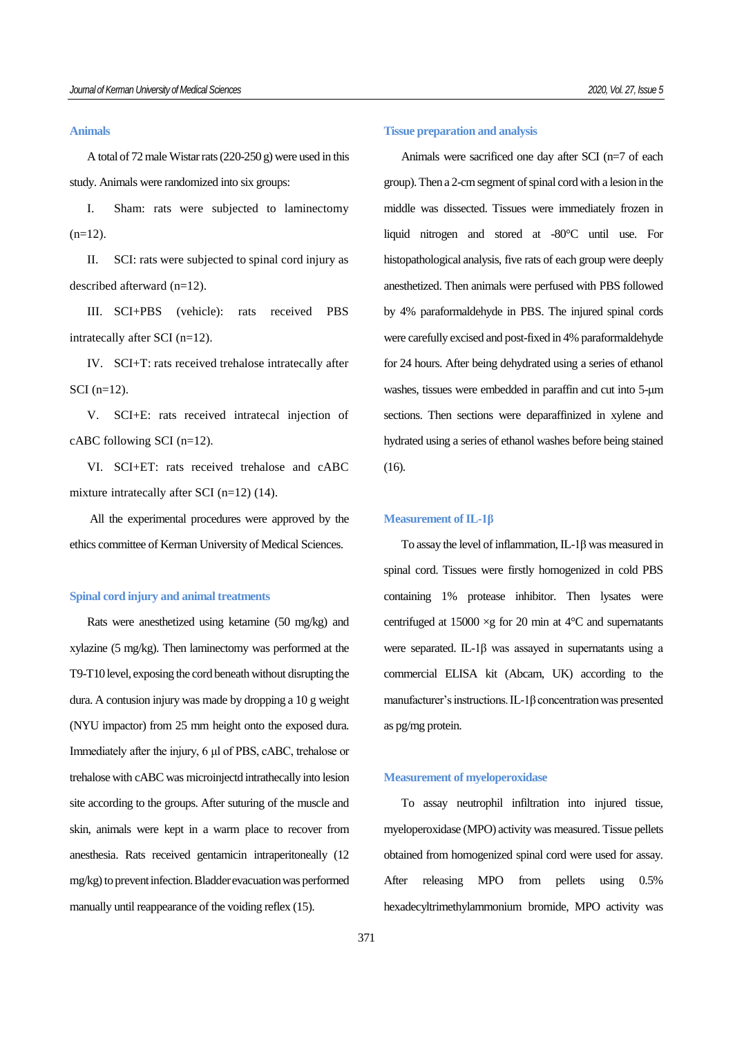### Animals

A total of 72 male Wistar rats (220-250 g) were used in this study. Animals were randomized into six groups:

I. Sham: rats were subjected to laminectomy (n=12).

II. SCI: rats were subjected to spinal cord injury as described afterward (n=12).

III. SCI+PBS (vehicle): rats received PBS intratecally after SCI (n=12).

IV. SCI+T: rats received trehalose intratecally after SCI (n=12).

V. SCI+E: rats received intratecal injection of cABC following SCI (n=12).

VI. SCI+ET: rats received trehalose and cABC mixture intratecally after SCI (n=12) (14).

All the experimental procedures were approved by the ethics committee of Kerman University of Medical Sciences.

### Spinal cord injury and animal treatments

Rats were anesthetized using ketamine (50 mg/kg) and xylazine (5 mg/kg). Then laminectomy was performed at the T9-T10 level, exposing the cord beneath without disrupting the dura. A contusion injury was made by dropping a 10 g weight (NYU impactor) from 25 mm height onto the exposed dura. Immediately after the injury, 6 µl of PBS, cABC, trehalose or trehalose with cABC was microinjectd intrathecally into lesion site according to the groups. After suturing of the muscle and skin, animals were kept in a warm place to recover from anesthesia. Rats received gentamicin intraperitoneally (12 mg/kg) to prevent infection. Bladder evacuation was performed manually until reappearance of the voiding reflex (15).

### Tissue preparation and analysis

Animals were sacrificed one day after SCI (n=7 of each group). Then a 2-cm segment of spinal cord with a lesion in the middle was dissected. Tissues were immediately frozen in liquid nitrogen and stored at -80°C until use. For histopathological analysis, five rats of each group were deeply anesthetized. Then animals were perfused with PBS followed by 4% paraformaldehyde in PBS. The injured spinal cords were carefully excised and post-fixed in 4% paraformaldehyde for 24 hours. After being dehydrated using a series of ethanol washes, tissues were embedded in paraffin and cut into 5-µm sections. Then sections were deparaffinized in xylene and hydrated using a series of ethanol washes before being stained (16).

### Measurement of IL-1β

To assay the level of inflammation, IL-1β was measured in spinal cord. Tissues were firstly homogenized in cold PBS containing 1% protease inhibitor. Then lysates were centrifuged at 15000 ×g for 20 min at 4°C and supernatants were separated. IL-1β was assayed in supernatants using a commercial ELISA kit (Abcam, UK) according to the manufacturer's instructions. IL-1β concentration was presented as pg/mg protein.

### Measurement of myeloperoxidase

To assay neutrophil infiltration into injured tissue, myeloperoxidase (MPO) activity was measured. Tissue pellets obtained from homogenized spinal cord were used for assay. After releasing MPO from pellets using 0.5% hexadecyltrimethylammonium bromide, MPO activity was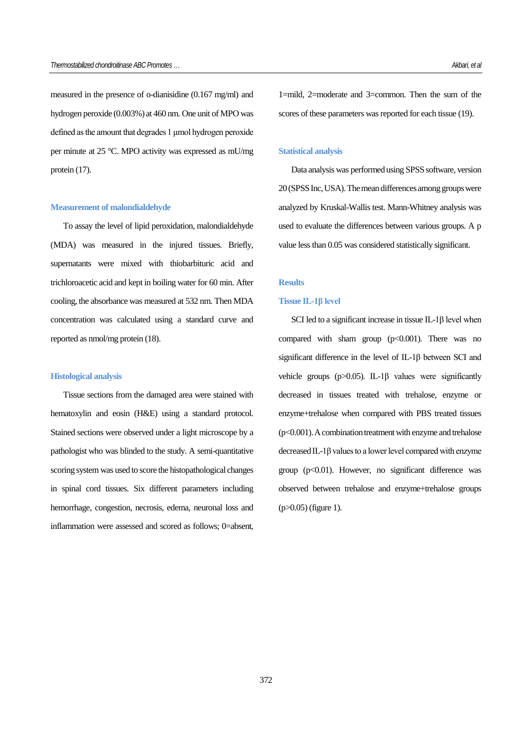measured in the presence of o-dianisidine (0.167 mg/ml) and hydrogen peroxide (0.003%) at 460 nm. One unit of MPO was defined as the amount that degrades 1 µmol hydrogen peroxide per minute at 25 °C. MPO activity was expressed as mU/mg protein (17).

### Measurement of malondialdehyde

To assay the level of lipid peroxidation, malondialdehyde (MDA) was measured in the injured tissues. Briefly, supernatants were mixed with thiobarbituric acid and trichloroacetic acid and kept in boiling water for 60 min. After cooling, the absorbance was measured at 532 nm. Then MDA concentration was calculated using a standard curve and reported as nmol/mg protein (18).

### Histological analysis

Tissue sections from the damaged area were stained with hematoxylin and eosin (H&E) using a standard protocol. Stained sections were observed under a light microscope by a pathologist who was blinded to the study. A semi-quantitative scoring system was used to score the histopathological changes in spinal cord tissues. Six different parameters including hemorrhage, congestion, necrosis, edema, neuronal loss and inflammation were assessed and scored as follows; 0=absent, 1=mild, 2=moderate and 3=common. Then the sum of the scores of these parameters was reported for each tissue (19).

### Statistical analysis

Data analysis was performed using SPSS software, version 20 (SPSS Inc, USA). The mean differences among groups were analyzed by Kruskal-Wallis test. Mann-Whitney analysis was used to evaluate the differences between various groups. A p value less than 0.05 was considered statistically significant.

## Results

### Tissue IL-1β level

SCI led to a significant increase in tissue IL-1β level when compared with sham group ($p<0.001$). There was no significant difference in the level of IL-1β between SCI and vehicle groups ($p>0.05$). IL-1β values were significantly decreased in tissues treated with trehalose, enzyme or enzyme+trehalose when compared with PBS treated tissues ($p<0.001$). A combination treatment with enzyme and trehalose decreased IL-1β values to a lower level compared with enzyme group ($p<0.01$). However, no significant difference was observed between trehalose and enzyme+trehalose groups ($p>0.05$) (figure 1).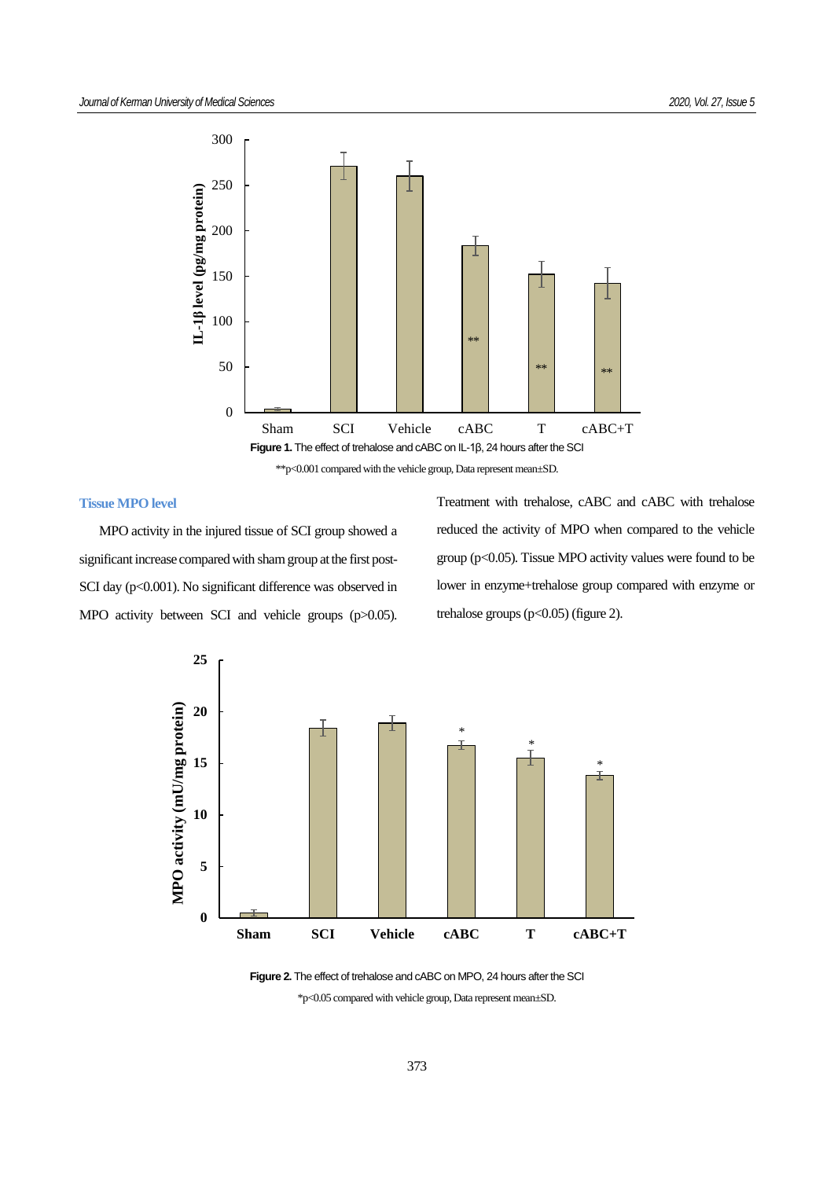**Figure 1.** The effect of trehalose and cABC on IL-1β, 24 hours after the SCI

**p<0.001 compared with the vehicle group, Data represent mean±SD.

### Tissue MPO level

MPO activity in the injured tissue of SCI group showed a significant increase compared with sham group at the first post-SCI day ($p<0.001$). No significant difference was observed in MPO activity between SCI and vehicle groups ($p>0.05$). Treatment with trehalose, cABC and cABC with trehalose reduced the activity of MPO when compared to the vehicle group ($p<0.05$). Tissue MPO activity values were found to be lower in enzyme+trehalose group compared with enzyme or trehalose groups ($p<0.05$) (figure 2).

**Figure 2.** The effect of trehalose and cABC on MPO, 24 hours after the SCI

*p<0.05 compared with vehicle group, Data represent mean±SD.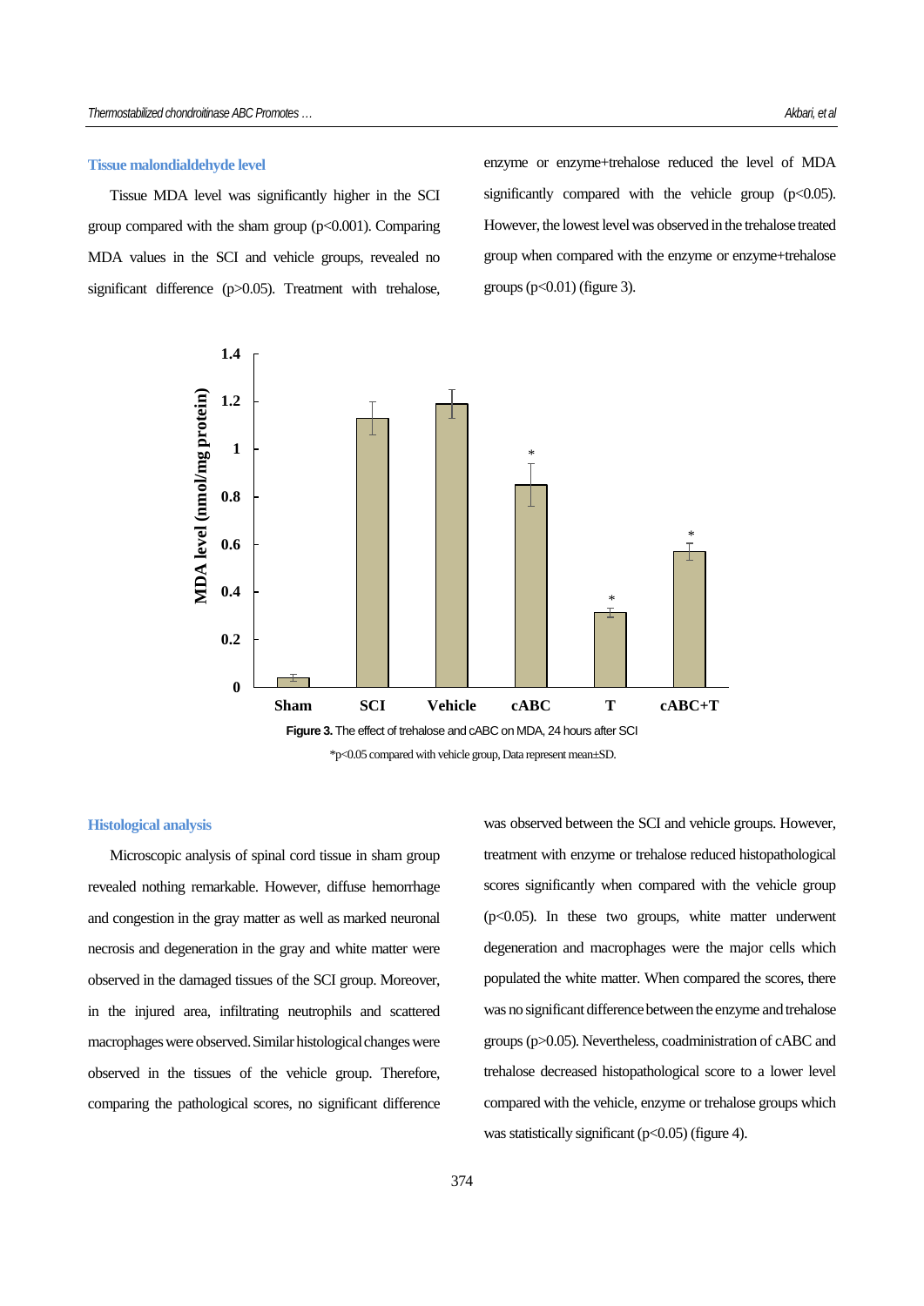### Tissue malondialdehyde level

Tissue MDA level was significantly higher in the SCI group compared with the sham group ($p<0.001$). Comparing MDA values in the SCI and vehicle groups, revealed no significant difference ($p>0.05$). Treatment with trehalose, enzyme or enzyme+trehalose reduced the level of MDA significantly compared with the vehicle group ($p<0.05$). However, the lowest level was observed in the trehalose treated group when compared with the enzyme or enzyme+trehalose groups ($p<0.01$) (figure 3).

**Figure 3.** The effect of trehalose and cABC on MDA, 24 hours after SCI

*p<0.05 compared with vehicle group, Data represent mean±SD.

### Histological analysis

Microscopic analysis of spinal cord tissue in sham group revealed nothing remarkable. However, diffuse hemorrhage and congestion in the gray matter as well as marked neuronal necrosis and degeneration in the gray and white matter were observed in the damaged tissues of the SCI group. Moreover, in the injured area, infiltrating neutrophils and scattered macrophages were observed. Similar histological changes were observed in the tissues of the vehicle group. Therefore, comparing the pathological scores, no significant difference was observed between the SCI and vehicle groups. However, treatment with enzyme or trehalose reduced histopathological scores significantly when compared with the vehicle group ($p<0.05$). In these two groups, white matter underwent degeneration and macrophages were the major cells which populated the white matter. When compared the scores, there was no significant difference between the enzyme and trehalose groups ($p>0.05$). Nevertheless, coadministration of cABC and trehalose decreased histopathological score to a lower level compared with the vehicle, enzyme or trehalose groups which was statistically significant ($p<0.05$) (figure 4).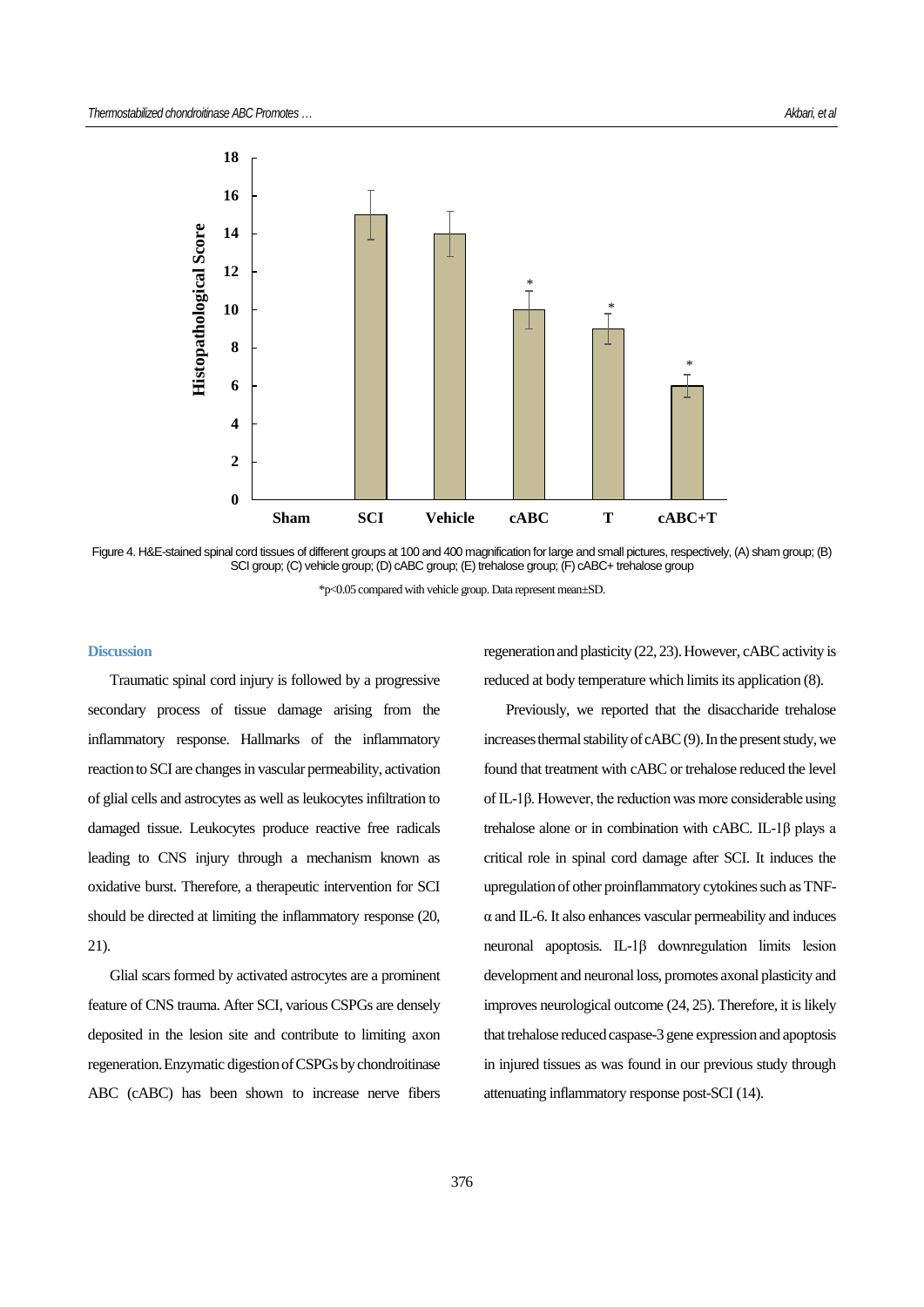Figure 4. H&E-stained spinal cord tissues of different groups at 100 and 400 magnification for large and small pictures, respectively, (A) sham group; (B) SCI group; (C) vehicle group; (D) cABC group; (E) trehalose group; (F) cABC+ trehalose group

*p<0.05 compared with vehicle group. Data represent mean±SD.

## Discussion

Traumatic spinal cord injury is followed by a progressive secondary process of tissue damage arising from the inflammatory response. Hallmarks of the inflammatory reaction to SCI are changes in vascular permeability, activation of glial cells and astrocytes as well as leukocytes infiltration to damaged tissue. Leukocytes produce reactive free radicals leading to CNS injury through a mechanism known as oxidative burst. Therefore, a therapeutic intervention for SCI should be directed at limiting the inflammatory response (20, 21).

Glial scars formed by activated astrocytes are a prominent feature of CNS trauma. After SCI, various CSPGs are densely deposited in the lesion site and contribute to limiting axon regeneration. Enzymatic digestion of CSPGs by chondroitinase ABC (cABC) has been shown to increase nerve fibers regeneration and plasticity (22, 23). However, cABC activity is reduced at body temperature which limits its application (8).

Previously, we reported that the disaccharide trehalose increases thermal stability of cABC (9). In the present study, we found that treatment with cABC or trehalose reduced the level of IL-1β. However, the reduction was more considerable using trehalose alone or in combination with cABC. IL-1β plays a critical role in spinal cord damage after SCI. It induces the upregulation of other proinflammatory cytokines such as TNF-α and IL-6. It also enhances vascular permeability and induces neuronal apoptosis. IL-1β downregulation limits lesion development and neuronal loss, promotes axonal plasticity and improves neurological outcome (24, 25). Therefore, it is likely that trehalose reduced caspase-3 gene expression and apoptosis in injured tissues as was found in our previous study through attenuating inflammatory response post-SCI (14).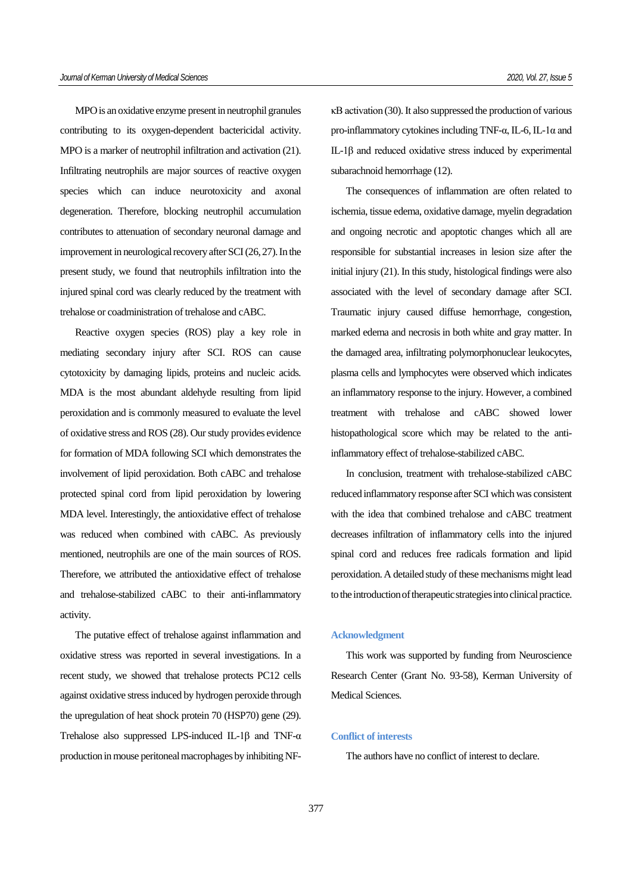MPO is an oxidative enzyme present in neutrophil granules contributing to its oxygen-dependent bactericidal activity. MPO is a marker of neutrophil infiltration and activation (21). Infiltrating neutrophils are major sources of reactive oxygen species which can induce neurotoxicity and axonal degeneration. Therefore, blocking neutrophil accumulation contributes to attenuation of secondary neuronal damage and improvement in neurological recovery after SCI (26, 27). In the present study, we found that neutrophils infiltration into the injured spinal cord was clearly reduced by the treatment with trehalose or coadministration of trehalose and cABC.

Reactive oxygen species (ROS) play a key role in mediating secondary injury after SCI. ROS can cause cytotoxicity by damaging lipids, proteins and nucleic acids. MDA is the most abundant aldehyde resulting from lipid peroxidation and is commonly measured to evaluate the level of oxidative stress and ROS (28). Our study provides evidence for formation of MDA following SCI which demonstrates the involvement of lipid peroxidation. Both cABC and trehalose protected spinal cord from lipid peroxidation by lowering MDA level. Interestingly, the antioxidative effect of trehalose was reduced when combined with cABC. As previously mentioned, neutrophils are one of the main sources of ROS. Therefore, we attributed the antioxidative effect of trehalose and trehalose-stabilized cABC to their anti-inflammatory activity.

The putative effect of trehalose against inflammation and oxidative stress was reported in several investigations. In a recent study, we showed that trehalose protects PC12 cells against oxidative stress induced by hydrogen peroxide through the upregulation of heat shock protein 70 (HSP70) gene (29). Trehalose also suppressed LPS-induced IL-1β and TNF-α production in mouse peritoneal macrophages by inhibiting NF-κB activation (30). It also suppressed the production of various pro-inflammatory cytokines including TNF-α, IL-6, IL-1α and IL-1β and reduced oxidative stress induced by experimental subarachnoid hemorrhage (12).

The consequences of inflammation are often related to ischemia, tissue edema, oxidative damage, myelin degradation and ongoing necrotic and apoptotic changes which all are responsible for substantial increases in lesion size after the initial injury (21). In this study, histological findings were also associated with the level of secondary damage after SCI. Traumatic injury caused diffuse hemorrhage, congestion, marked edema and necrosis in both white and gray matter. In the damaged area, infiltrating polymorphonuclear leukocytes, plasma cells and lymphocytes were observed which indicates an inflammatory response to the injury. However, a combined treatment with trehalose and cABC showed lower histopathological score which may be related to the anti-inflammatory effect of trehalose-stabilized cABC.

In conclusion, treatment with trehalose-stabilized cABC reduced inflammatory response after SCI which was consistent with the idea that combined trehalose and cABC treatment decreases infiltration of inflammatory cells into the injured spinal cord and reduces free radicals formation and lipid peroxidation. A detailed study of these mechanisms might lead to the introduction of therapeutic strategies into clinical practice.

## Acknowledgment

This work was supported by funding from Neuroscience Research Center (Grant No. 93-58), Kerman University of Medical Sciences.

## Conflict of interests

The authors have no conflict of interest to declare.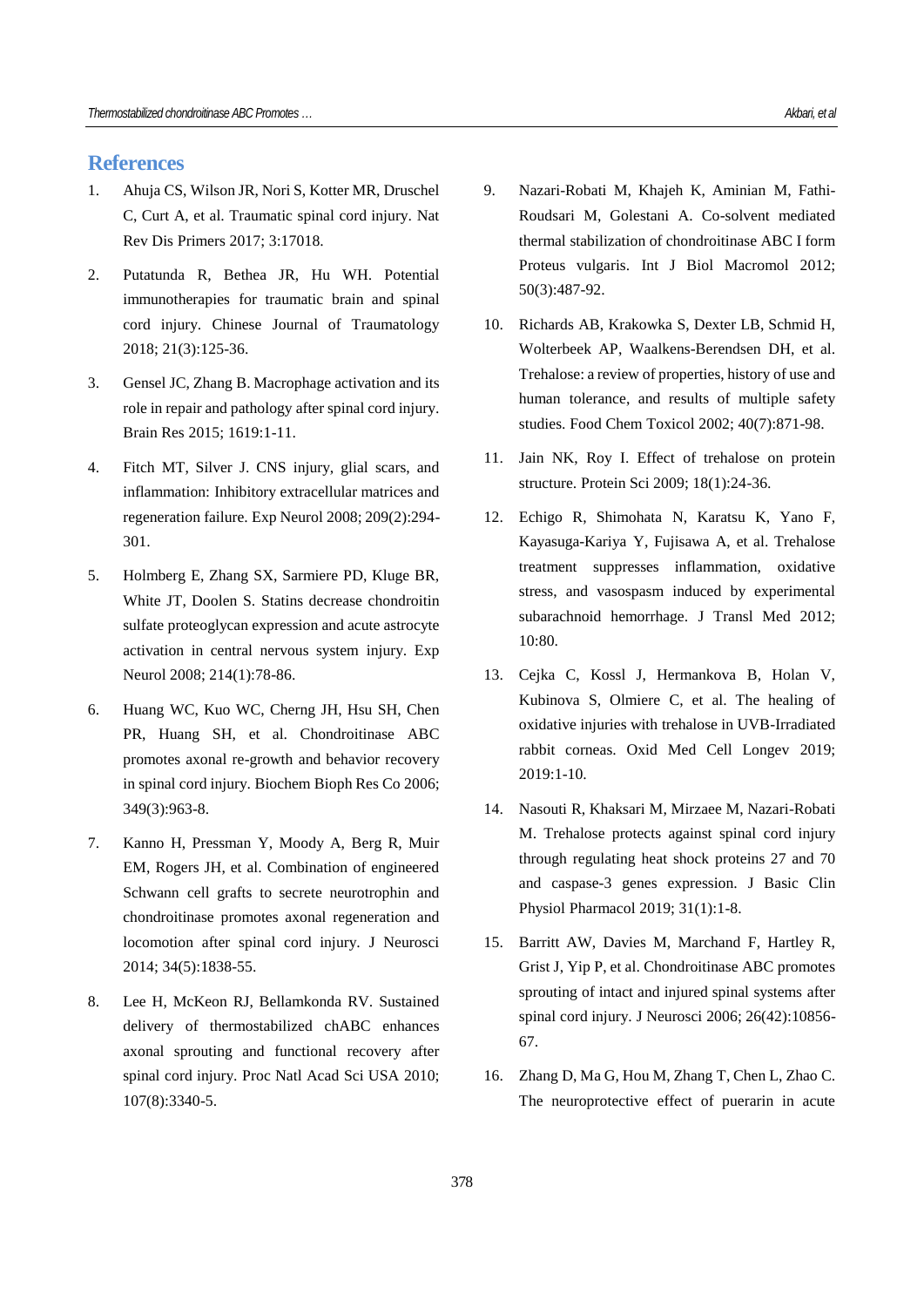## References

1. Ahuja CS, Wilson JR, Nori S, Kotter MR, Druschel C, Curt A, et al. Traumatic spinal cord injury. Nat Rev Dis Primers 2017; 3:17018.
2. Putatunda R, Bethea JR, Hu WH. Potential immunotherapies for traumatic brain and spinal cord injury. Chinese Journal of Traumatology 2018; 21(3):125-36.
3. Gensel JC, Zhang B. Macrophage activation and its role in repair and pathology after spinal cord injury. Brain Res 2015; 1619:1-11.
4. Fitch MT, Silver J. CNS injury, glial scars, and inflammation: Inhibitory extracellular matrices and regeneration failure. Exp Neurol 2008; 209(2):294-301.
5. Holmberg E, Zhang SX, Sarmiere PD, Kluge BR, White JT, Doolen S. Statins decrease chondroitin sulfate proteoglycan expression and acute astrocyte activation in central nervous system injury. Exp Neurol 2008; 214(1):78-86.
6. Huang WC, Kuo WC, Cherng JH, Hsu SH, Chen PR, Huang SH, et al. Chondroitinase ABC promotes axonal re-growth and behavior recovery in spinal cord injury. Biochem Bioph Res Co 2006; 349(3):963-8.
7. Kanno H, Pressman Y, Moody A, Berg R, Muir EM, Rogers JH, et al. Combination of engineered Schwann cell grafts to secrete neurotrophin and chondroitinase promotes axonal regeneration and locomotion after spinal cord injury. J Neurosci 2014; 34(5):1838-55.
8. Lee H, McKeon RJ, Bellamkonda RV. Sustained delivery of thermostabilized chABC enhances axonal sprouting and functional recovery after spinal cord injury. Proc Natl Acad Sci USA 2010; 107(8):3340-5.
9. Nazari-Robati M, Khajeh K, Aminian M, Fathi-Roudsari M, Golestani A. Co-solvent mediated thermal stabilization of chondroitinase ABC I form Proteus vulgaris. Int J Biol Macromol 2012; 50(3):487-92.
10. Richards AB, Krakowka S, Dexter LB, Schmid H, Wolterbeek AP, Waalkens-Berendsen DH, et al. Trehalose: a review of properties, history of use and human tolerance, and results of multiple safety studies. Food Chem Toxicol 2002; 40(7):871-98.
11. Jain NK, Roy I. Effect of trehalose on protein structure. Protein Sci 2009; 18(1):24-36.
12. Echigo R, Shimohata N, Karatsu K, Yano F, Kayasuga-Kariya Y, Fujisawa A, et al. Trehalose treatment suppresses inflammation, oxidative stress, and vasospasm induced by experimental subarachnoid hemorrhage. J Transl Med 2012; 10:80.
13. Cejka C, Kossl J, Hermankova B, Holan V, Kubinova S, Olmiere C, et al. The healing of oxidative injuries with trehalose in UVB-Irradiated rabbit corneas. Oxid Med Cell Longev 2019; 2019:1-10.
14. Nasouti R, Khaksari M, Mirzaee M, Nazari-Robati M. Trehalose protects against spinal cord injury through regulating heat shock proteins 27 and 70 and caspase-3 genes expression. J Basic Clin Physiol Pharmacol 2019; 31(1):1-8.
15. Barritt AW, Davies M, Marchand F, Hartley R, Grist J, Yip P, et al. Chondroitinase ABC promotes sprouting of intact and injured spinal systems after spinal cord injury. J Neurosci 2006; 26(42):10856-67.
16. Zhang D, Ma G, Hou M, Zhang T, Chen L, Zhao C. The neuroprotective effect of puerarin in acute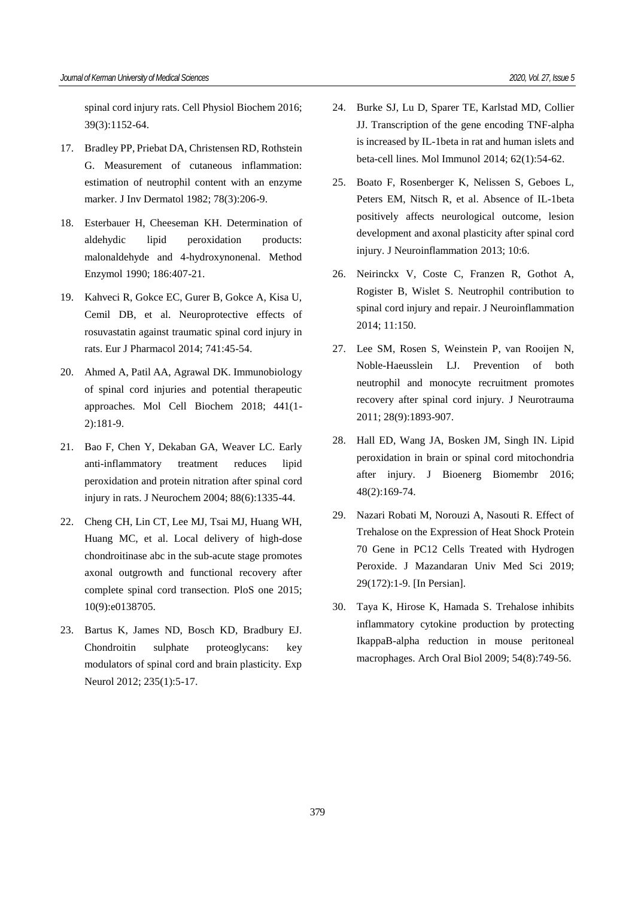spinal cord injury rats. Cell Physiol Biochem 2016; 39(3):1152-64.

17. Bradley PP, Priebat DA, Christensen RD, Rothstein G. Measurement of cutaneous inflammation: estimation of neutrophil content with an enzyme marker. J Inv Dermatol 1982; 78(3):206-9.

18. Esterbauer H, Cheeseman KH. Determination of aldehydic lipid peroxidation products: malonaldehyde and 4-hydroxynonenal. Method Enzymol 1990; 186:407-21.

19. Kahveci R, Gokce EC, Gurer B, Gokce A, Kisa U, Cemil DB, et al. Neuroprotective effects of rosuvastatin against traumatic spinal cord injury in rats. Eur J Pharmacol 2014; 741:45-54.

20. Ahmed A, Patil AA, Agrawal DK. Immunobiology of spinal cord injuries and potential therapeutic approaches. Mol Cell Biochem 2018; 441(1-2):181-9.

21. Bao F, Chen Y, Dekaban GA, Weaver LC. Early anti-inflammatory treatment reduces lipid peroxidation and protein nitration after spinal cord injury in rats. J Neurochem 2004; 88(6):1335-44.

22. Cheng CH, Lin CT, Lee MJ, Tsai MJ, Huang WH, Huang MC, et al. Local delivery of high-dose chondroitinase abc in the sub-acute stage promotes axonal outgrowth and functional recovery after complete spinal cord transection. PloS one 2015; 10(9):e0138705.

23. Bartus K, James ND, Bosch KD, Bradbury EJ. Chondroitin sulphate proteoglycans: key modulators of spinal cord and brain plasticity. Exp Neurol 2012; 235(1):5-17.

24. Burke SJ, Lu D, Sparer TE, Karlstad MD, Collier JJ. Transcription of the gene encoding TNF-alpha is increased by IL-1beta in rat and human islets and beta-cell lines. Mol Immunol 2014; 62(1):54-62.

25. Boato F, Rosenberger K, Nelissen S, Geboes L, Peters EM, Nitsch R, et al. Absence of IL-1beta positively affects neurological outcome, lesion development and axonal plasticity after spinal cord injury. J Neuroinflammation 2013; 10:6.

26. Neirinckx V, Coste C, Franzen R, Gothot A, Rogister B, Wislet S. Neutrophil contribution to spinal cord injury and repair. J Neuroinflammation 2014; 11:150.

27. Lee SM, Rosen S, Weinstein P, van Rooijen N, Noble-Haeusslein LJ. Prevention of both neutrophil and monocyte recruitment promotes recovery after spinal cord injury. J Neurotrauma 2011; 28(9):1893-907.

28. Hall ED, Wang JA, Bosken JM, Singh IN. Lipid peroxidation in brain or spinal cord mitochondria after injury. J Bioenerg Biomembr 2016; 48(2):169-74.

29. Nazari Robati M, Norouzi A, Nasouti R. Effect of Trehalose on the Expression of Heat Shock Protein 70 Gene in PC12 Cells Treated with Hydrogen Peroxide. J Mazandaran Univ Med Sci 2019; 29(172):1-9. [In Persian].

30. Taya K, Hirose K, Hamada S. Trehalose inhibits inflammatory cytokine production by protecting IkappaB-alpha reduction in mouse peritoneal macrophages. Arch Oral Biol 2009; 54(8):749-56.